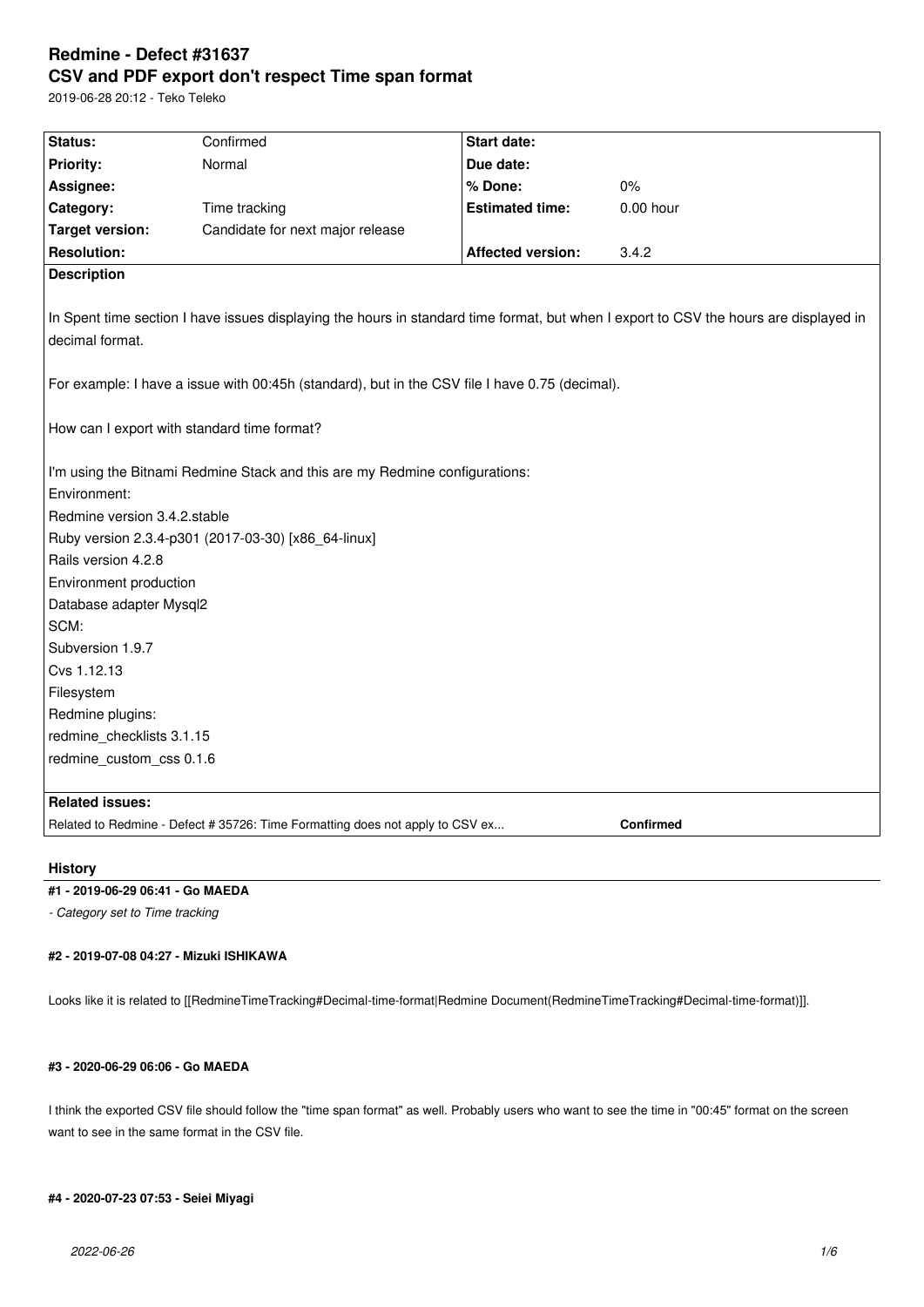# Redmine - Defect #31637

## CSV and PDF export don't respect Time span format

2019-06-28 20:12 - Teko Teleko

| Status: | Confirmed | Start date: | |
|---|---|---|---|
| Priority: | Normal | Due date: | |
| Assignee: | | % Done: | 0% |
| Category: | Time tracking | Estimated time: | 0.00 hour |
| Target version: | Candidate for next major release | | |
| Resolution: | | Affected version: | 3.4.2 |

**Description**

In Spent time section I have issues displaying the hours in standard time format, but when I export to CSV the hours are displayed in decimal format.

For example: I have a issue with 00:45h (standard), but in the CSV file I have 0.75 (decimal).

How can I export with standard time format?

I'm using the Bitnami Redmine Stack and this are my Redmine configurations:
Environment:
Redmine version 3.4.2.stable
Ruby version 2.3.4-p301 (2017-03-30) [x86_64-linux]
Rails version 4.2.8
Environment production
Database adapter Mysql2
SCM:
Subversion 1.9.7
Cvs 1.12.13
Filesystem
Redmine plugins:
redmine_checklists 3.1.15
redmine_custom_css 0.1.6

**Related issues:**

Related to Redmine - Defect # 35726: Time Formatting does not apply to CSV ex... **Confirmed**

### History

#### #1 - 2019-06-29 06:41 - Go MAEDA

*- Category set to Time tracking*

#### #2 - 2019-07-08 04:27 - Mizuki ISHIKAWA

Looks like it is related to [[RedmineTimeTracking#Decimal-time-format|Redmine Document(RedmineTimeTracking#Decimal-time-format)]].

#### #3 - 2020-06-29 06:06 - Go MAEDA

I think the exported CSV file should follow the "time span format" as well. Probably users who want to see the time in "00:45" format on the screen want to see in the same format in the CSV file.

#### #4 - 2020-07-23 07:53 - Seiei Miyagi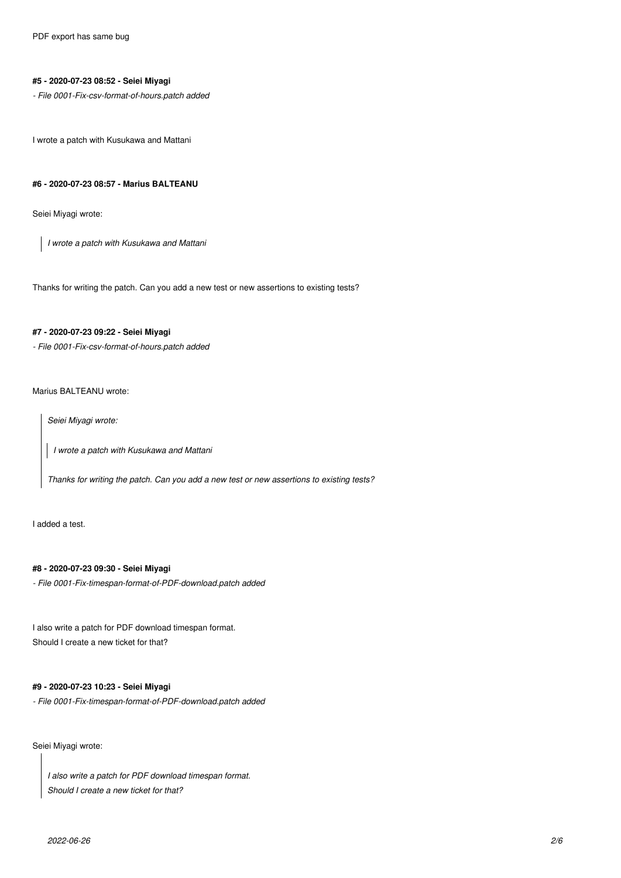PDF export has same bug

#### #5 - 2020-07-23 08:52 - Seiei Miyagi

*- File 0001-Fix-csv-format-of-hours.patch added*

I wrote a patch with Kusukawa and Mattani

#### #6 - 2020-07-23 08:57 - Marius BALTEANU

Seiei Miyagi wrote:

> *I wrote a patch with Kusukawa and Mattani*

Thanks for writing the patch. Can you add a new test or new assertions to existing tests?

#### #7 - 2020-07-23 09:22 - Seiei Miyagi

*- File 0001-Fix-csv-format-of-hours.patch added*

Marius BALTEANU wrote:

> *Seiei Miyagi wrote:*
>
> > *I wrote a patch with Kusukawa and Mattani*
>
> *Thanks for writing the patch. Can you add a new test or new assertions to existing tests?*

I added a test.

#### #8 - 2020-07-23 09:30 - Seiei Miyagi

*- File 0001-Fix-timespan-format-of-PDF-download.patch added*

I also write a patch for PDF download timespan format.
Should I create a new ticket for that?

#### #9 - 2020-07-23 10:23 - Seiei Miyagi

*- File 0001-Fix-timespan-format-of-PDF-download.patch added*

Seiei Miyagi wrote:

> *I also write a patch for PDF download timespan format.*
> *Should I create a new ticket for that?*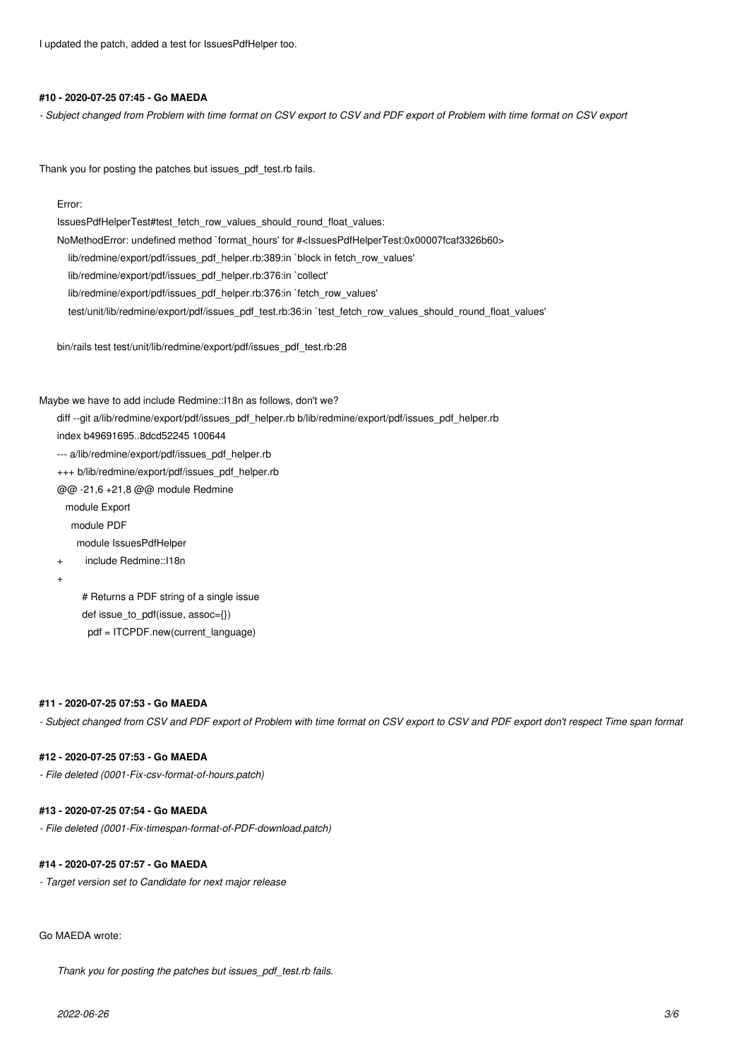I updated the patch, added a test for IssuesPdfHelper too.

#### #10 - 2020-07-25 07:45 - Go MAEDA

*- Subject changed from Problem with time format on CSV export to CSV and PDF export of Problem with time format on CSV export*

Thank you for posting the patches but issues_pdf_test.rb fails.

```
Error:
IssuesPdfHelperTest#test_fetch_row_values_should_round_float_values:
NoMethodError: undefined method `format_hours' for #<IssuesPdfHelperTest:0x00007fcaf3326b60>
    lib/redmine/export/pdf/issues_pdf_helper.rb:389:in `block in fetch_row_values'
    lib/redmine/export/pdf/issues_pdf_helper.rb:376:in `collect'
    lib/redmine/export/pdf/issues_pdf_helper.rb:376:in `fetch_row_values'
    test/unit/lib/redmine/export/pdf/issues_pdf_test.rb:36:in `test_fetch_row_values_should_round_float_values'

bin/rails test test/unit/lib/redmine/export/pdf/issues_pdf_test.rb:28
```

Maybe we have to add include Redmine::I18n as follows, don't we?

```
diff --git a/lib/redmine/export/pdf/issues_pdf_helper.rb b/lib/redmine/export/pdf/issues_pdf_helper.rb
index b49691695..8dcd52245 100644
--- a/lib/redmine/export/pdf/issues_pdf_helper.rb
+++ b/lib/redmine/export/pdf/issues_pdf_helper.rb
@@ -21,6 +21,8 @@ module Redmine
   module Export
     module PDF
       module IssuesPdfHelper
+        include Redmine::I18n
+
         # Returns a PDF string of a single issue
         def issue_to_pdf(issue, assoc={})
           pdf = ITCPDF.new(current_language)
```

#### #11 - 2020-07-25 07:53 - Go MAEDA

*- Subject changed from CSV and PDF export of Problem with time format on CSV export to CSV and PDF export don't respect Time span format*

#### #12 - 2020-07-25 07:53 - Go MAEDA

*- File deleted (0001-Fix-csv-format-of-hours.patch)*

#### #13 - 2020-07-25 07:54 - Go MAEDA

*- File deleted (0001-Fix-timespan-format-of-PDF-download.patch)*

#### #14 - 2020-07-25 07:57 - Go MAEDA

*- Target version set to Candidate for next major release*

Go MAEDA wrote:

> *Thank you for posting the patches but issues_pdf_test.rb fails.*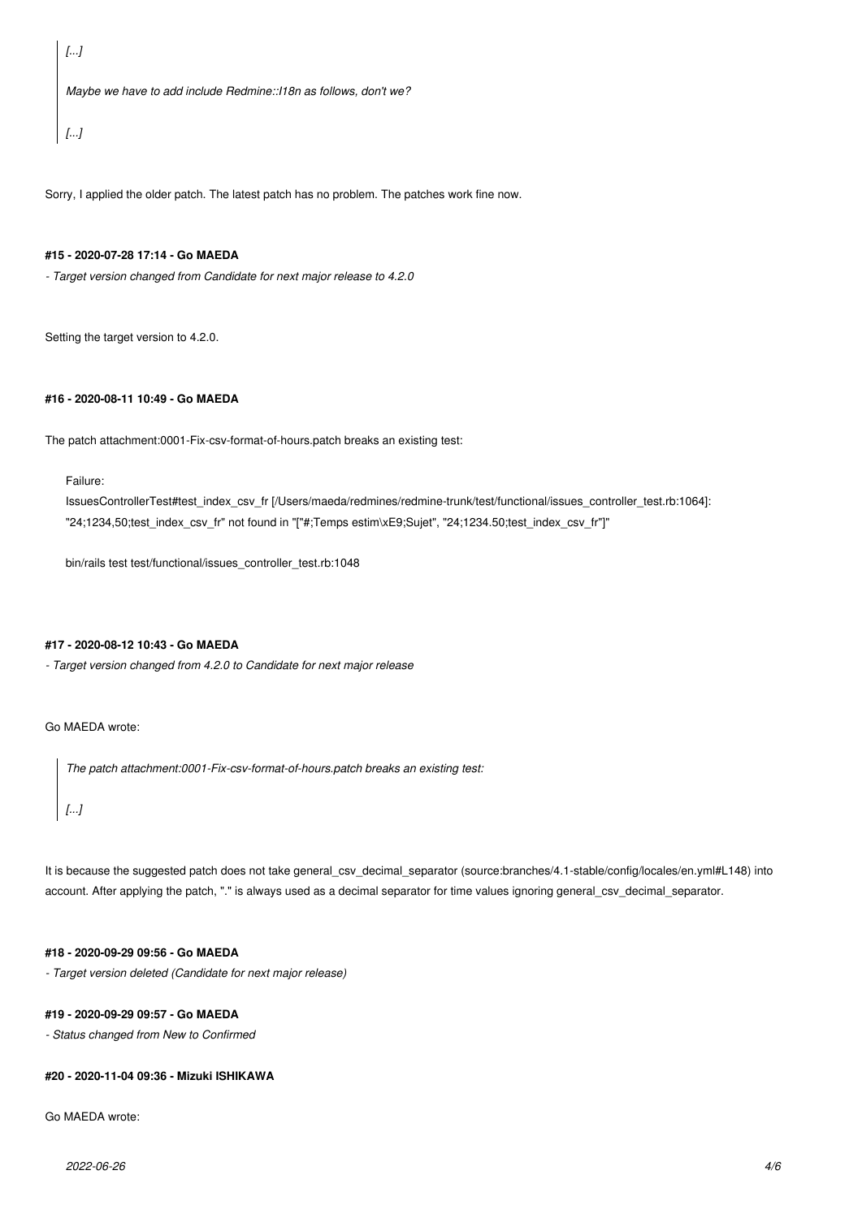> *[...]*
>
> *Maybe we have to add include Redmine::I18n as follows, don't we?*
>
> *[...]*

Sorry, I applied the older patch. The latest patch has no problem. The patches work fine now.

#### #15 - 2020-07-28 17:14 - Go MAEDA

*- Target version changed from Candidate for next major release to 4.2.0*

Setting the target version to 4.2.0.

#### #16 - 2020-08-11 10:49 - Go MAEDA

The patch attachment:0001-Fix-csv-format-of-hours.patch breaks an existing test:

```
Failure:
IssuesControllerTest#test_index_csv_fr [/Users/maeda/redmines/redmine-trunk/test/functional/issues_controller_test.rb:1064]:
"24;1234,50;test_index_csv_fr" not found in "["#;Temps estim\xE9;Sujet", "24;1234.50;test_index_csv_fr"]"

bin/rails test test/functional/issues_controller_test.rb:1048
```

#### #17 - 2020-08-12 10:43 - Go MAEDA

*- Target version changed from 4.2.0 to Candidate for next major release*

Go MAEDA wrote:

> *The patch attachment:0001-Fix-csv-format-of-hours.patch breaks an existing test:*
>
> *[...]*

It is because the suggested patch does not take general_csv_decimal_separator (source:branches/4.1-stable/config/locales/en.yml#L148) into account. After applying the patch, "." is always used as a decimal separator for time values ignoring general_csv_decimal_separator.

#### #18 - 2020-09-29 09:56 - Go MAEDA

*- Target version deleted (Candidate for next major release)*

#### #19 - 2020-09-29 09:57 - Go MAEDA

*- Status changed from New to Confirmed*

#### #20 - 2020-11-04 09:36 - Mizuki ISHIKAWA

Go MAEDA wrote: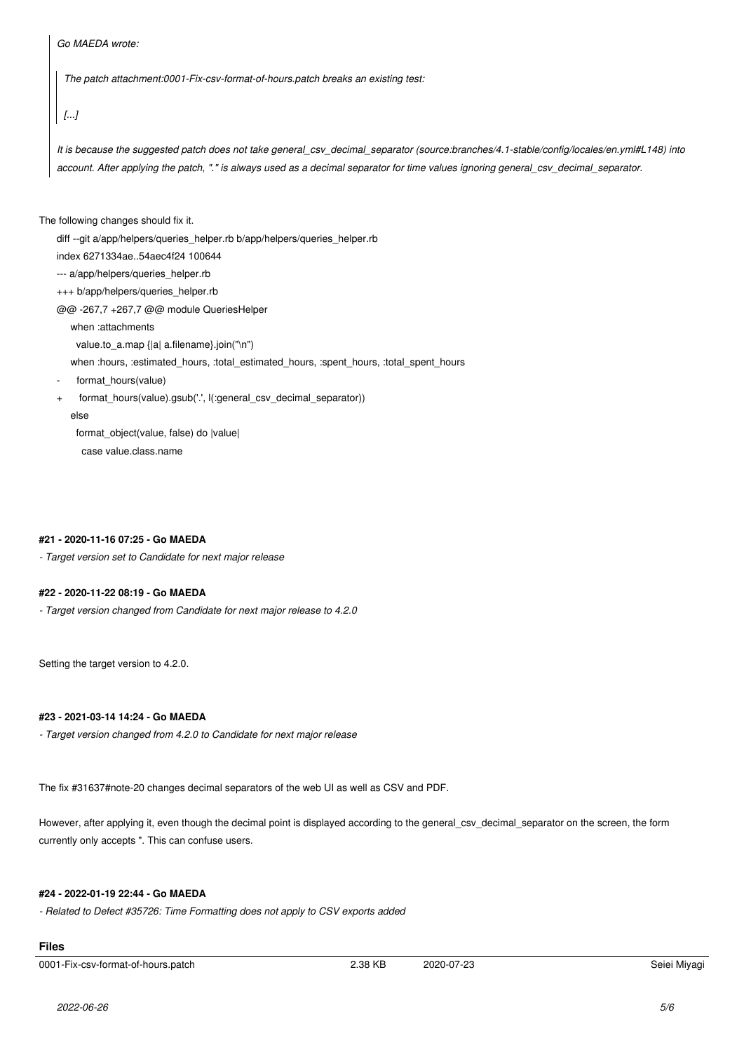> *Go MAEDA wrote:*
>
> > *The patch attachment:0001-Fix-csv-format-of-hours.patch breaks an existing test:*
> >
> > *[...]*
>
> *It is because the suggested patch does not take general_csv_decimal_separator (source:branches/4.1-stable/config/locales/en.yml#L148) into account. After applying the patch, "." is always used as a decimal separator for time values ignoring general_csv_decimal_separator.*

The following changes should fix it.

```
diff --git a/app/helpers/queries_helper.rb b/app/helpers/queries_helper.rb
index 6271334ae..54aec4f24 100644
--- a/app/helpers/queries_helper.rb
+++ b/app/helpers/queries_helper.rb
@@ -267,7 +267,7 @@ module QueriesHelper
     when :attachments
       value.to_a.map {|a| a.filename}.join("\n")
     when :hours, :estimated_hours, :total_estimated_hours, :spent_hours, :total_spent_hours
-      format_hours(value)
+      format_hours(value).gsub('.', l(:general_csv_decimal_separator))
     else
       format_object(value, false) do |value|
         case value.class.name
```

#### #21 - 2020-11-16 07:25 - Go MAEDA

*- Target version set to Candidate for next major release*

#### #22 - 2020-11-22 08:19 - Go MAEDA

*- Target version changed from Candidate for next major release to 4.2.0*

Setting the target version to 4.2.0.

#### #23 - 2021-03-14 14:24 - Go MAEDA

*- Target version changed from 4.2.0 to Candidate for next major release*

The fix #31637#note-20 changes decimal separators of the web UI as well as CSV and PDF.

However, after applying it, even though the decimal point is displayed according to the general_csv_decimal_separator on the screen, the form currently only accepts ''. This can confuse users.

#### #24 - 2022-01-19 22:44 - Go MAEDA

*- Related to Defect #35726: Time Formatting does not apply to CSV exports added*

### Files

| | | | |
|---|---|---|---|
| 0001-Fix-csv-format-of-hours.patch | 2.38 KB | 2020-07-23 | Seiei Miyagi |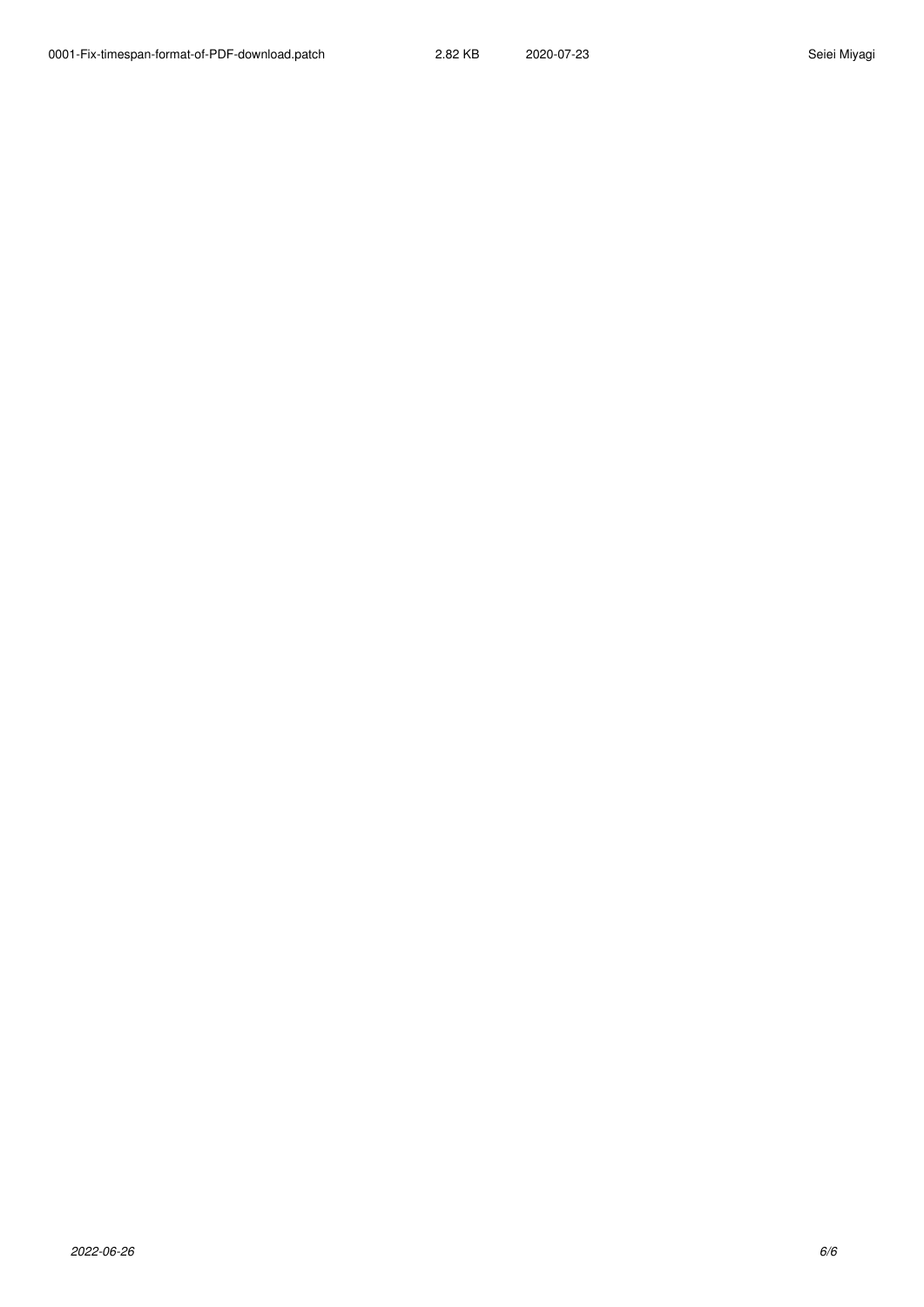| | | | |
|---|---|---|---|
| 0001-Fix-timespan-format-of-PDF-download.patch | 2.82 KB | 2020-07-23 | Seiei Miyagi |